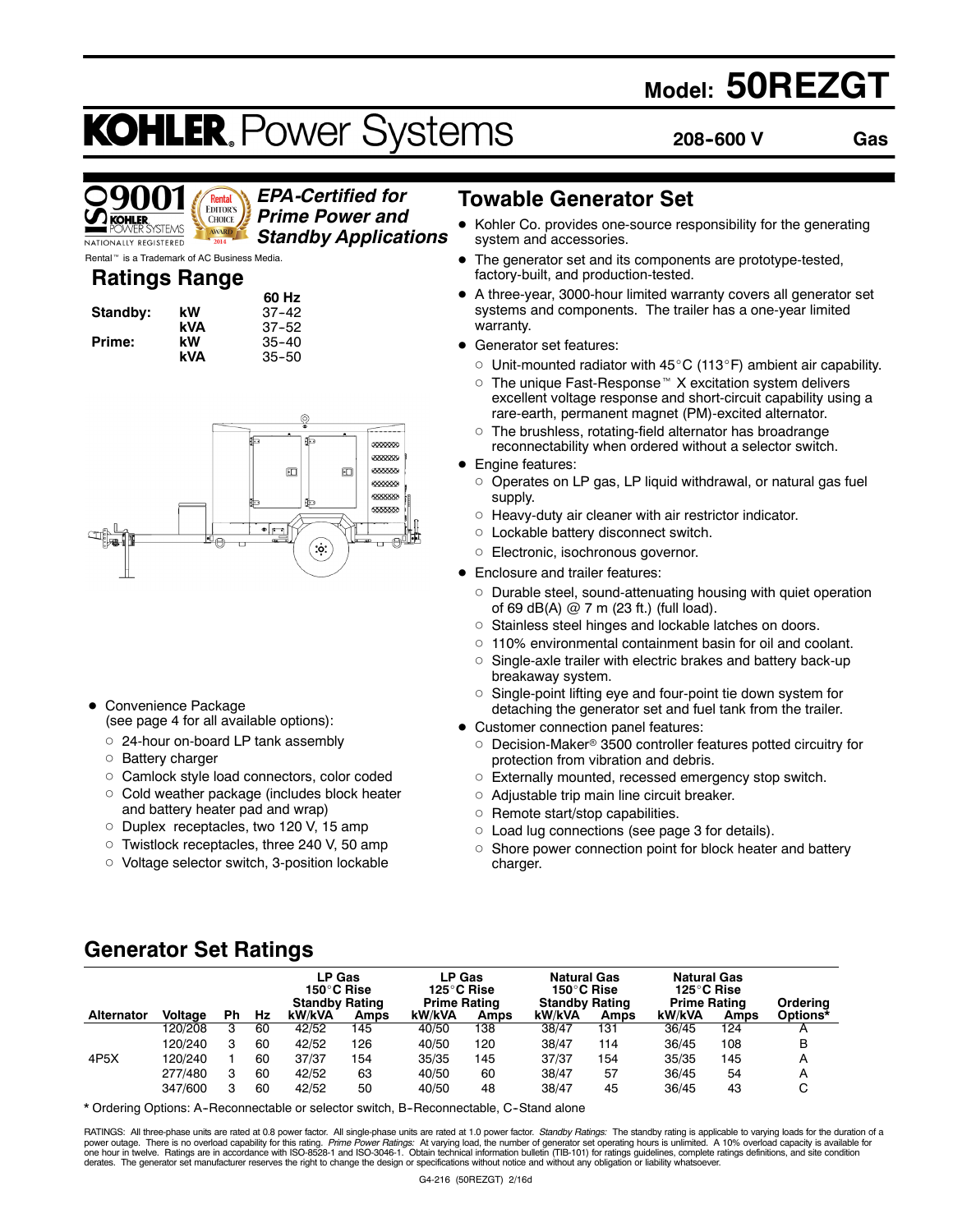# Model: 50REZGT

# KOHLER. Power Systems

**208-600 V** **Gas**

*EPA-Certified for Prime Power and Standby Applications*

Rental™ is a Trademark of AC Business Media.

## Ratings Range

| | | 60 Hz |
|---|---|---|
| **Standby:** | **kW** | 37-42 |
| | **kVA** | 37-52 |
| **Prime:** | **kW** | 35-40 |
| | **kVA** | 35-50 |

- Convenience Package (see page 4 for all available options):
  - 24-hour on-board LP tank assembly
  - Battery charger
  - Camlock style load connectors, color coded
  - Cold weather package (includes block heater and battery heater pad and wrap)
  - Duplex receptacles, two 120 V, 15 amp
  - Twistlock receptacles, three 240 V, 50 amp
  - Voltage selector switch, 3-position lockable

## Towable Generator Set

- Kohler Co. provides one-source responsibility for the generating system and accessories.
- The generator set and its components are prototype-tested, factory-built, and production-tested.
- A three-year, 3000-hour limited warranty covers all generator set systems and components. The trailer has a one-year limited warranty.
- Generator set features:
  - Unit-mounted radiator with 45°C (113°F) ambient air capability.
  - The unique Fast-Response™ X excitation system delivers excellent voltage response and short-circuit capability using a rare-earth, permanent magnet (PM)-excited alternator.
  - The brushless, rotating-field alternator has broadrange reconnectability when ordered without a selector switch.
- Engine features:
  - Operates on LP gas, LP liquid withdrawal, or natural gas fuel supply.
  - Heavy-duty air cleaner with air restrictor indicator.
  - Lockable battery disconnect switch.
  - Electronic, isochronous governor.
- Enclosure and trailer features:
  - Durable steel, sound-attenuating housing with quiet operation of 69 dB(A) @ 7 m (23 ft.) (full load).
  - Stainless steel hinges and lockable latches on doors.
  - 110% environmental containment basin for oil and coolant.
  - Single-axle trailer with electric brakes and battery back-up breakaway system.
  - Single-point lifting eye and four-point tie down system for detaching the generator set and fuel tank from the trailer.
- Customer connection panel features:
  - Decision-Maker® 3500 controller features potted circuitry for protection from vibration and debris.
  - Externally mounted, recessed emergency stop switch.
  - Adjustable trip main line circuit breaker.
  - Remote start/stop capabilities.
  - Load lug connections (see page 3 for details).
  - Shore power connection point for block heater and battery charger.

## Generator Set Ratings

| | | | | LP Gas 150°C Rise Standby Rating | | LP Gas 125°C Rise Prime Rating | | Natural Gas 150°C Rise Standby Rating | | Natural Gas 125°C Rise Prime Rating | | |
|---|---|---|---|---|---|---|---|---|---|---|---|---|
| **Alternator** | **Voltage** | **Ph** | **Hz** | **kW/kVA** | **Amps** | **kW/kVA** | **Amps** | **kW/kVA** | **Amps** | **kW/kVA** | **Amps** | **Ordering Options*** |
| 4P5X | 120/208 | 3 | 60 | 42/52 | 145 | 40/50 | 138 | 38/47 | 131 | 36/45 | 124 | A |
| | 120/240 | 3 | 60 | 42/52 | 126 | 40/50 | 120 | 38/47 | 114 | 36/45 | 108 | B |
| | 120/240 | 1 | 60 | 37/37 | 154 | 35/35 | 145 | 37/37 | 154 | 35/35 | 145 | A |
| | 277/480 | 3 | 60 | 42/52 | 63 | 40/50 | 60 | 38/47 | 57 | 36/45 | 54 | A |
| | 347/600 | 3 | 60 | 42/52 | 50 | 40/50 | 48 | 38/47 | 45 | 36/45 | 43 | C |

* Ordering Options: A-Reconnectable or selector switch, B-Reconnectable, C-Stand alone

RATINGS: All three-phase units are rated at 0.8 power factor. All single-phase units are rated at 1.0 power factor. *Standby Ratings:* The standby rating is applicable to varying loads for the duration of a power outage. There is no overload capability for this rating. *Prime Power Ratings:* At varying load, the number of generator set operating hours is unlimited. A 10% overload capacity is available for one hour in twelve. Ratings are in accordance with ISO-8528-1 and ISO-3046-1. Obtain technical information bulletin (TIB-101) for ratings guidelines, complete ratings definitions, and site condition derates. The generator set manufacturer reserves the right to change the design or specifications without notice and without any obligation or liability whatsoever.

G4-216 (50REZGT) 2/16d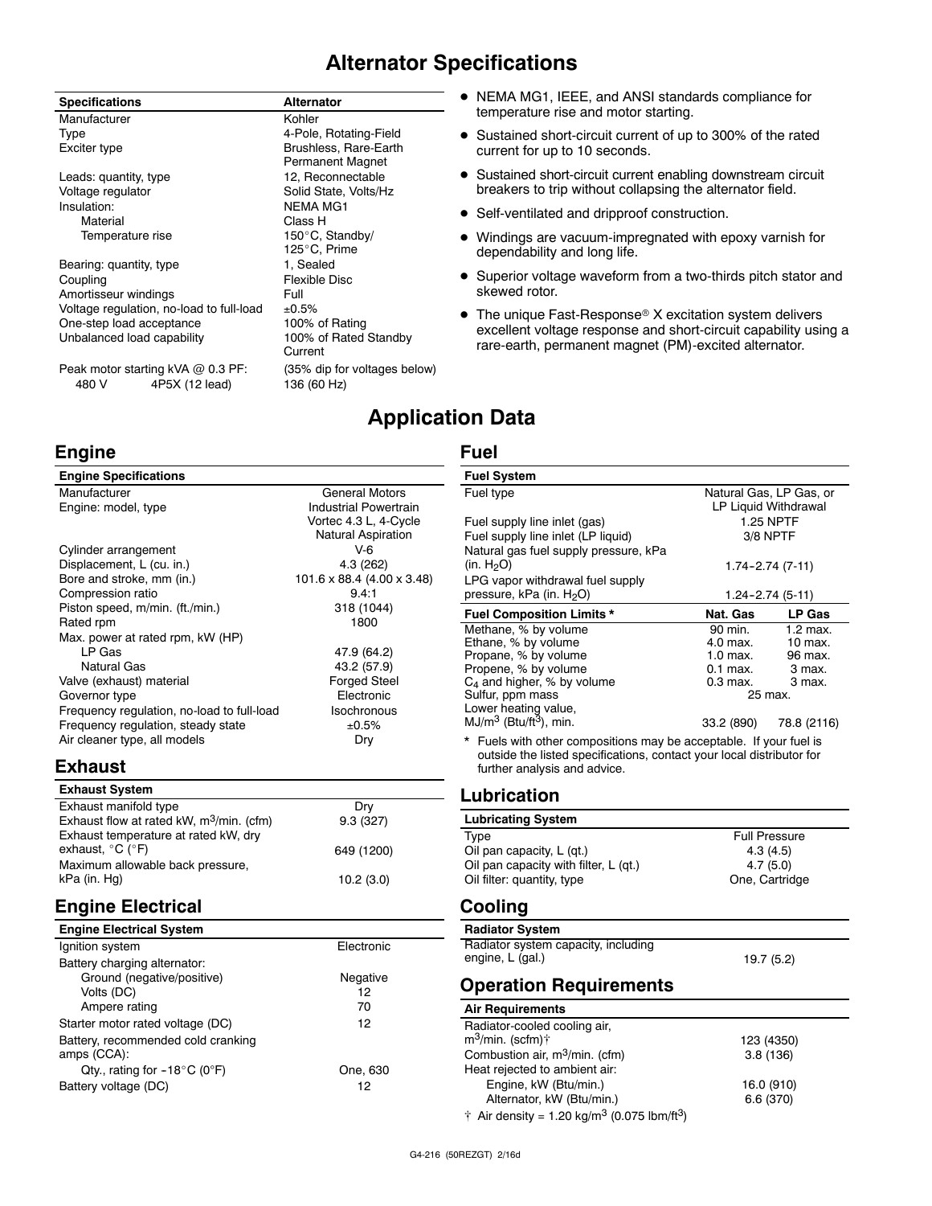# Alternator Specifications

| Specifications | Alternator |
|---|---|
| Manufacturer | Kohler |
| Type | 4-Pole, Rotating-Field |
| Exciter type | Brushless, Rare-Earth Permanent Magnet |
| Leads: quantity, type | 12, Reconnectable |
| Voltage regulator | Solid State, Volts/Hz |
| Insulation: | NEMA MG1 |
| Material | Class H |
| Temperature rise | 150°C, Standby/ 125°C, Prime |
| Bearing: quantity, type | 1, Sealed |
| Coupling | Flexible Disc |
| Amortisseur windings | Full |
| Voltage regulation, no-load to full-load | ±0.5% |
| One-step load acceptance | 100% of Rating |
| Unbalanced load capability | 100% of Rated Standby Current |
| Peak motor starting kVA @ 0.3 PF: | (35% dip for voltages below) |
| 480 V 4P5X (12 lead) | 136 (60 Hz) |

- NEMA MG1, IEEE, and ANSI standards compliance for temperature rise and motor starting.
- Sustained short-circuit current of up to 300% of the rated current for up to 10 seconds.
- Sustained short-circuit current enabling downstream circuit breakers to trip without collapsing the alternator field.
- Self-ventilated and dripproof construction.
- Windings are vacuum-impregnated with epoxy varnish for dependability and long life.
- Superior voltage waveform from a two-thirds pitch stator and skewed rotor.
- The unique Fast-Response® X excitation system delivers excellent voltage response and short-circuit capability using a rare-earth, permanent magnet (PM)-excited alternator.

# Application Data

## Engine

| Engine Specifications | |
|---|---|
| Manufacturer | General Motors |
| Engine: model, type | Industrial Powertrain Vortec 4.3 L, 4-Cycle Natural Aspiration |
| Cylinder arrangement | V-6 |
| Displacement, L (cu. in.) | 4.3 (262) |
| Bore and stroke, mm (in.) | 101.6 x 88.4 (4.00 x 3.48) |
| Compression ratio | 9.4:1 |
| Piston speed, m/min. (ft./min.) | 318 (1044) |
| Rated rpm | 1800 |
| Max. power at rated rpm, kW (HP) | |
| LP Gas | 47.9 (64.2) |
| Natural Gas | 43.2 (57.9) |
| Valve (exhaust) material | Forged Steel |
| Governor type | Electronic |
| Frequency regulation, no-load to full-load | Isochronous |
| Frequency regulation, steady state | ±0.5% |
| Air cleaner type, all models | Dry |

## Exhaust

| Exhaust System | |
|---|---|
| Exhaust manifold type | Dry |
| Exhaust flow at rated kW, $m^3$/min. (cfm) | 9.3 (327) |
| Exhaust temperature at rated kW, dry exhaust, °C (°F) | 649 (1200) |
| Maximum allowable back pressure, kPa (in. Hg) | 10.2 (3.0) |

## Engine Electrical

| Engine Electrical System | |
|---|---|
| Ignition system | Electronic |
| Battery charging alternator: | |
| Ground (negative/positive) | Negative |
| Volts (DC) | 12 |
| Ampere rating | 70 |
| Starter motor rated voltage (DC) | 12 |
| Battery, recommended cold cranking amps (CCA): | |
| Qty., rating for -18°C (0°F) | One, 630 |
| Battery voltage (DC) | 12 |

## Fuel

| Fuel System | | |
|---|---|---|
| Fuel type | Natural Gas, LP Gas, or LP Liquid Withdrawal | |
| Fuel supply line inlet (gas) | 1.25 NPTF | |
| Fuel supply line inlet (LP liquid) | 3/8 NPTF | |
| Natural gas fuel supply pressure, kPa (in. $H_2O$) | 1.74-2.74 (7-11) | |
| LPG vapor withdrawal fuel supply pressure, kPa (in. $H_2O$) | 1.24-2.74 (5-11) | |
| **Fuel Composition Limits *** | **Nat. Gas** | **LP Gas** |
| Methane, % by volume | 90 min. | 1.2 max. |
| Ethane, % by volume | 4.0 max. | 10 max. |
| Propane, % by volume | 1.0 max. | 96 max. |
| Propene, % by volume | 0.1 max. | 3 max. |
| $C_4$ and higher, % by volume | 0.3 max. | 3 max. |
| Sulfur, ppm mass | 25 max. | |
| Lower heating value, $MJ/m^3$ ($Btu/ft^3$), min. | 33.2 (890) | 78.8 (2116) |

* Fuels with other compositions may be acceptable. If your fuel is outside the listed specifications, contact your local distributor for further analysis and advice.

## Lubrication

| Lubricating System | |
|---|---|
| Type | Full Pressure |
| Oil pan capacity, L (qt.) | 4.3 (4.5) |
| Oil pan capacity with filter, L (qt.) | 4.7 (5.0) |
| Oil filter: quantity, type | One, Cartridge |

## Cooling

| Radiator System | |
|---|---|
| Radiator system capacity, including engine, L (gal.) | 19.7 (5.2) |

## Operation Requirements

| Air Requirements | |
|---|---|
| Radiator-cooled cooling air, $m^3$/min. (scfm)† | 123 (4350) |
| Combustion air, $m^3$/min. (cfm) | 3.8 (136) |
| Heat rejected to ambient air: | |
| Engine, kW (Btu/min.) | 16.0 (910) |
| Alternator, kW (Btu/min.) | 6.6 (370) |

† Air density = 1.20 $kg/m^3$ (0.075 $lbm/ft^3$)

G4-216 (50REZGT) 2/16d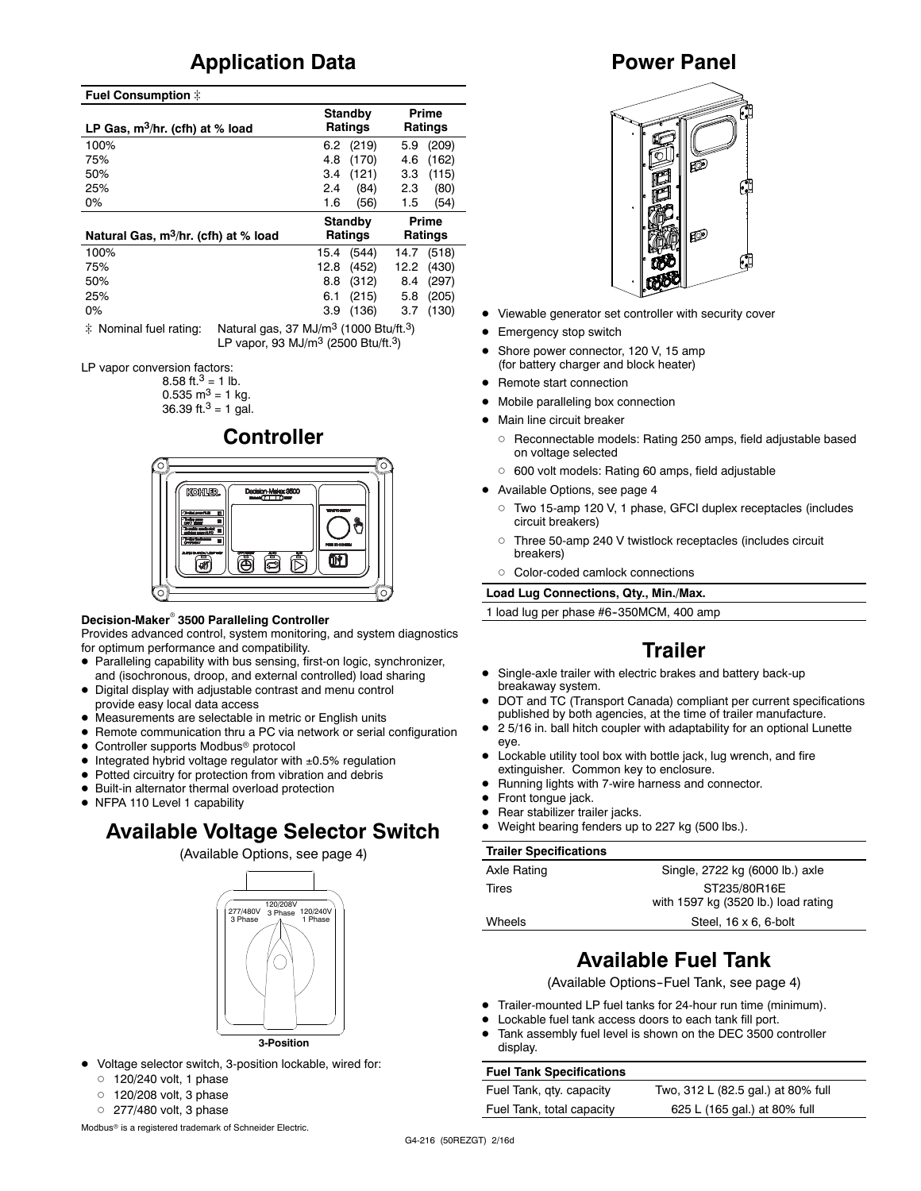## Application Data

| Fuel Consumption ‡ | | |
|---|---|---|
| LP Gas, $m^3$/hr. (cfh) at % load | Standby Ratings | Prime Ratings |
| 100% | 6.2 (219) | 5.9 (209) |
| 75% | 4.8 (170) | 4.6 (162) |
| 50% | 3.4 (121) | 3.3 (115) |
| 25% | 2.4 (84) | 2.3 (80) |
| 0% | 1.6 (56) | 1.5 (54) |
| Natural Gas, $m^3$/hr. (cfh) at % load | Standby Ratings | Prime Ratings |
| 100% | 15.4 (544) | 14.7 (518) |
| 75% | 12.8 (452) | 12.2 (430) |
| 50% | 8.8 (312) | 8.4 (297) |
| 25% | 6.1 (215) | 5.8 (205) |
| 0% | 3.9 (136) | 3.7 (130) |

‡ Nominal fuel rating: Natural gas, 37 MJ/$m^3$ (1000 Btu/ft.$^3$)
LP vapor, 93 MJ/$m^3$ (2500 Btu/ft.$^3$)

LP vapor conversion factors:
8.58 ft.$^3$ = 1 lb.
0.535 $m^3$ = 1 kg.
36.39 ft.$^3$ = 1 gal.

## Controller

**Decision-Maker® 3500 Paralleling Controller**

Provides advanced control, system monitoring, and system diagnostics for optimum performance and compatibility.

- Paralleling capability with bus sensing, first-on logic, synchronizer, and (isochronous, droop, and external controlled) load sharing
- Digital display with adjustable contrast and menu control provide easy local data access
- Measurements are selectable in metric or English units
- Remote communication thru a PC via network or serial configuration
- Controller supports Modbus® protocol
- Integrated hybrid voltage regulator with ±0.5% regulation
- Potted circuitry for protection from vibration and debris
- Built-in alternator thermal overload protection
- NFPA 110 Level 1 capability

## Available Voltage Selector Switch

(Available Options, see page 4)

3-Position

- Voltage selector switch, 3-position lockable, wired for:
  - 120/240 volt, 1 phase
  - 120/208 volt, 3 phase
  - 277/480 volt, 3 phase

Modbus® is a registered trademark of Schneider Electric.

## Power Panel

- Viewable generator set controller with security cover
- Emergency stop switch
- Shore power connector, 120 V, 15 amp (for battery charger and block heater)
- Remote start connection
- Mobile paralleling box connection
- Main line circuit breaker
  - Reconnectable models: Rating 250 amps, field adjustable based on voltage selected
  - 600 volt models: Rating 60 amps, field adjustable
- Available Options, see page 4
  - Two 15-amp 120 V, 1 phase, GFCI duplex receptacles (includes circuit breakers)
  - Three 50-amp 240 V twistlock receptacles (includes circuit breakers)
  - Color-coded camlock connections

| Load Lug Connections, Qty., Min./Max. |
|---|
| 1 load lug per phase #6-350MCM, 400 amp |

## Trailer

- Single-axle trailer with electric brakes and battery back-up breakaway system.
- DOT and TC (Transport Canada) compliant per current specifications published by both agencies, at the time of trailer manufacture.
- 2 5/16 in. ball hitch coupler with adaptability for an optional Lunette eye.
- Lockable utility tool box with bottle jack, lug wrench, and fire extinguisher. Common key to enclosure.
- Running lights with 7-wire harness and connector.
- Front tongue jack.
- Rear stabilizer trailer jacks.
- Weight bearing fenders up to 227 kg (500 lbs.).

| Trailer Specifications | |
|---|---|
| Axle Rating | Single, 2722 kg (6000 lb.) axle |
| Tires | ST235/80R16E with 1597 kg (3520 lb.) load rating |
| Wheels | Steel, 16 x 6, 6-bolt |

## Available Fuel Tank

(Available Options-Fuel Tank, see page 4)

- Trailer-mounted LP fuel tanks for 24-hour run time (minimum).
- Lockable fuel tank access doors to each tank fill port.
- Tank assembly fuel level is shown on the DEC 3500 controller display.

| Fuel Tank Specifications | |
|---|---|
| Fuel Tank, qty. capacity | Two, 312 L (82.5 gal.) at 80% full |
| Fuel Tank, total capacity | 625 L (165 gal.) at 80% full |

G4-216 (50REZGT) 2/16d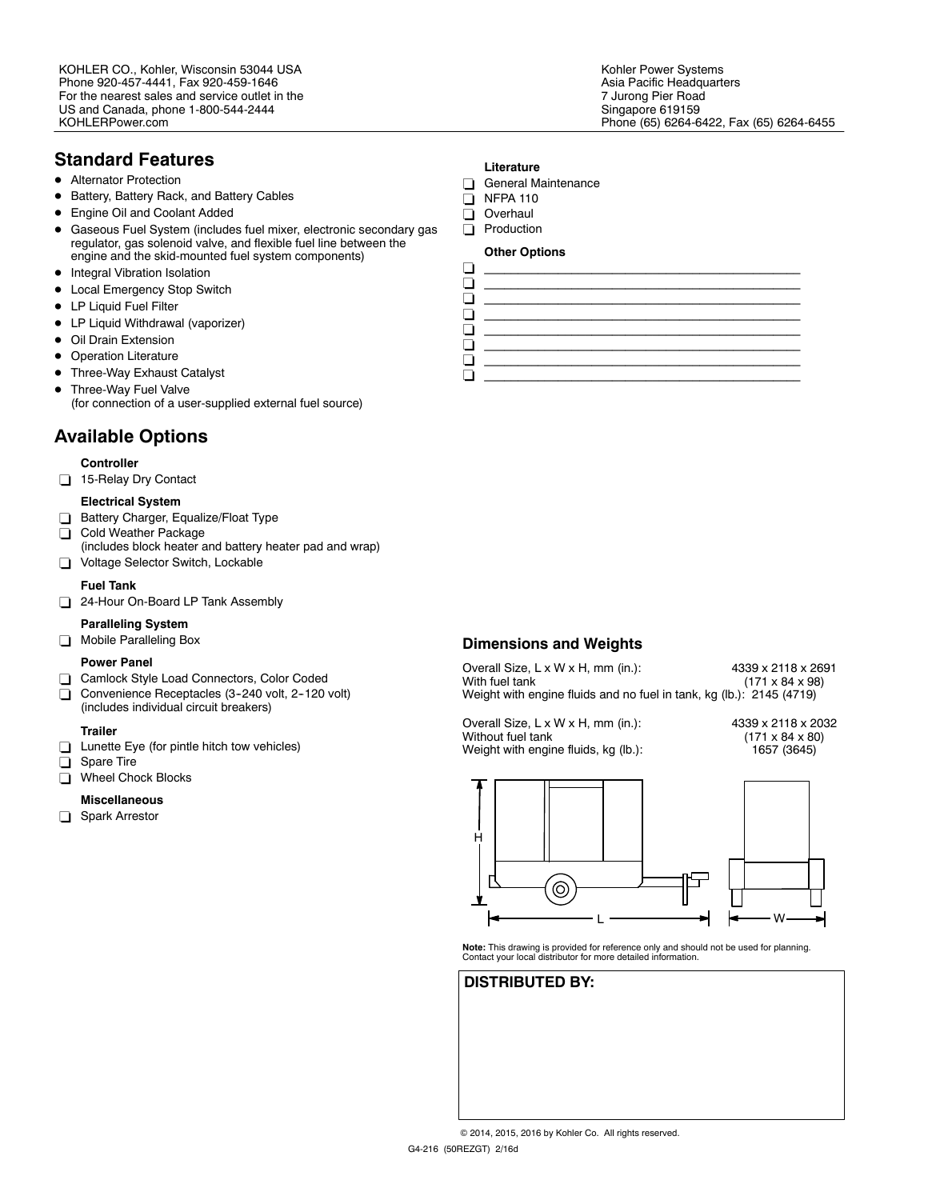KOHLER CO., Kohler, Wisconsin 53044 USA
Phone 920-457-4441, Fax 920-459-1646
For the nearest sales and service outlet in the US and Canada, phone 1-800-544-2444
KOHLERPower.com

Kohler Power Systems
Asia Pacific Headquarters
7 Jurong Pier Road
Singapore 619159
Phone (65) 6264-6422, Fax (65) 6264-6455

## Standard Features

- Alternator Protection
- Battery, Battery Rack, and Battery Cables
- Engine Oil and Coolant Added
- Gaseous Fuel System (includes fuel mixer, electronic secondary gas regulator, gas solenoid valve, and flexible fuel line between the engine and the skid-mounted fuel system components)
- Integral Vibration Isolation
- Local Emergency Stop Switch
- LP Liquid Fuel Filter
- LP Liquid Withdrawal (vaporizer)
- Oil Drain Extension
- Operation Literature
- Three-Way Exhaust Catalyst
- Three-Way Fuel Valve (for connection of a user-supplied external fuel source)

## Available Options

**Controller**

- ❑ 15-Relay Dry Contact

**Electrical System**

- ❑ Battery Charger, Equalize/Float Type
- ❑ Cold Weather Package (includes block heater and battery heater pad and wrap)
- ❑ Voltage Selector Switch, Lockable

**Fuel Tank**

- ❑ 24-Hour On-Board LP Tank Assembly

**Paralleling System**

- ❑ Mobile Paralleling Box

**Power Panel**

- ❑ Camlock Style Load Connectors, Color Coded
- ❑ Convenience Receptacles (3-240 volt, 2-120 volt) (includes individual circuit breakers)

**Trailer**

- ❑ Lunette Eye (for pintle hitch tow vehicles)
- ❑ Spare Tire
- ❑ Wheel Chock Blocks

**Miscellaneous**

- ❑ Spark Arrestor

**Literature**

- ❑ General Maintenance
- ❑ NFPA 110
- ❑ Overhaul
- ❑ Production

**Other Options**

- ❑ ____________________________________________
- ❑ ____________________________________________
- ❑ ____________________________________________
- ❑ ____________________________________________
- ❑ ____________________________________________
- ❑ ____________________________________________
- ❑ ____________________________________________
- ❑ ____________________________________________

## Dimensions and Weights

Overall Size, L x W x H, mm (in.): 4339 x 2118 x 2691
With fuel tank (171 x 84 x 98)
Weight with engine fluids and no fuel in tank, kg (lb.): 2145 (4719)

Overall Size, L x W x H, mm (in.): 4339 x 2118 x 2032
Without fuel tank (171 x 84 x 80)
Weight with engine fluids, kg (lb.): 1657 (3645)

H

L

W

**Note:** This drawing is provided for reference only and should not be used for planning. Contact your local distributor for more detailed information.

**DISTRIBUTED BY:**

© 2014, 2015, 2016 by Kohler Co. All rights reserved.

G4-216 (50REZGT) 2/16d